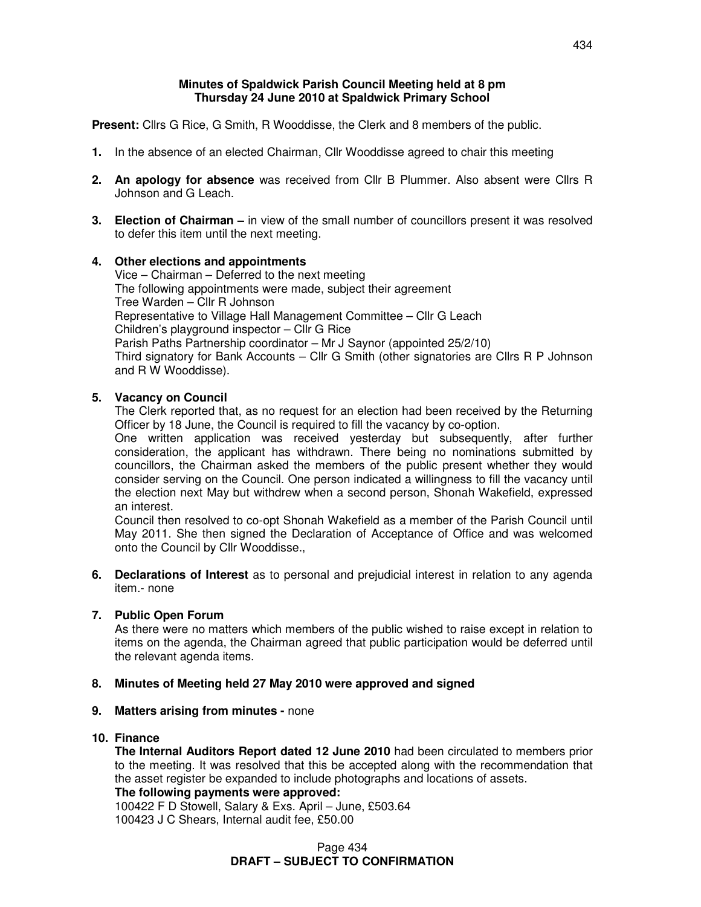**Minutes of Spaldwick Parish Council Meeting held at 8 pm**
**Thursday 24 June 2010 at Spaldwick Primary School**

**Present:** Cllrs G Rice, G Smith, R Wooddisse, the Clerk and 8 members of the public.

**1.** In the absence of an elected Chairman, Cllr Wooddisse agreed to chair this meeting

**2. An apology for absence** was received from Cllr B Plummer. Also absent were Cllrs R Johnson and G Leach.

**3. Election of Chairman –** in view of the small number of councillors present it was resolved to defer this item until the next meeting.

**4. Other elections and appointments**
Vice – Chairman – Deferred to the next meeting
The following appointments were made, subject their agreement
Tree Warden – Cllr R Johnson
Representative to Village Hall Management Committee – Cllr G Leach
Children's playground inspector – Cllr G Rice
Parish Paths Partnership coordinator – Mr J Saynor (appointed 25/2/10)
Third signatory for Bank Accounts – Cllr G Smith (other signatories are Cllrs R P Johnson and R W Wooddisse).

**5. Vacancy on Council**
The Clerk reported that, as no request for an election had been received by the Returning Officer by 18 June, the Council is required to fill the vacancy by co-option.
One written application was received yesterday but subsequently, after further consideration, the applicant has withdrawn. There being no nominations submitted by councillors, the Chairman asked the members of the public present whether they would consider serving on the Council. One person indicated a willingness to fill the vacancy until the election next May but withdrew when a second person, Shonah Wakefield, expressed an interest.
Council then resolved to co-opt Shonah Wakefield as a member of the Parish Council until May 2011. She then signed the Declaration of Acceptance of Office and was welcomed onto the Council by Cllr Wooddisse.,

**6. Declarations of Interest** as to personal and prejudicial interest in relation to any agenda item.- none

**7. Public Open Forum**
As there were no matters which members of the public wished to raise except in relation to items on the agenda, the Chairman agreed that public participation would be deferred until the relevant agenda items.

**8. Minutes of Meeting held 27 May 2010 were approved and signed**

**9. Matters arising from minutes -** none

**10. Finance**
**The Internal Auditors Report dated 12 June 2010** had been circulated to members prior to the meeting. It was resolved that this be accepted along with the recommendation that the asset register be expanded to include photographs and locations of assets.
**The following payments were approved:**
100422 F D Stowell, Salary & Exs. April – June, £503.64
100423 J C Shears, Internal audit fee, £50.00

**DRAFT – SUBJECT TO CONFIRMATION**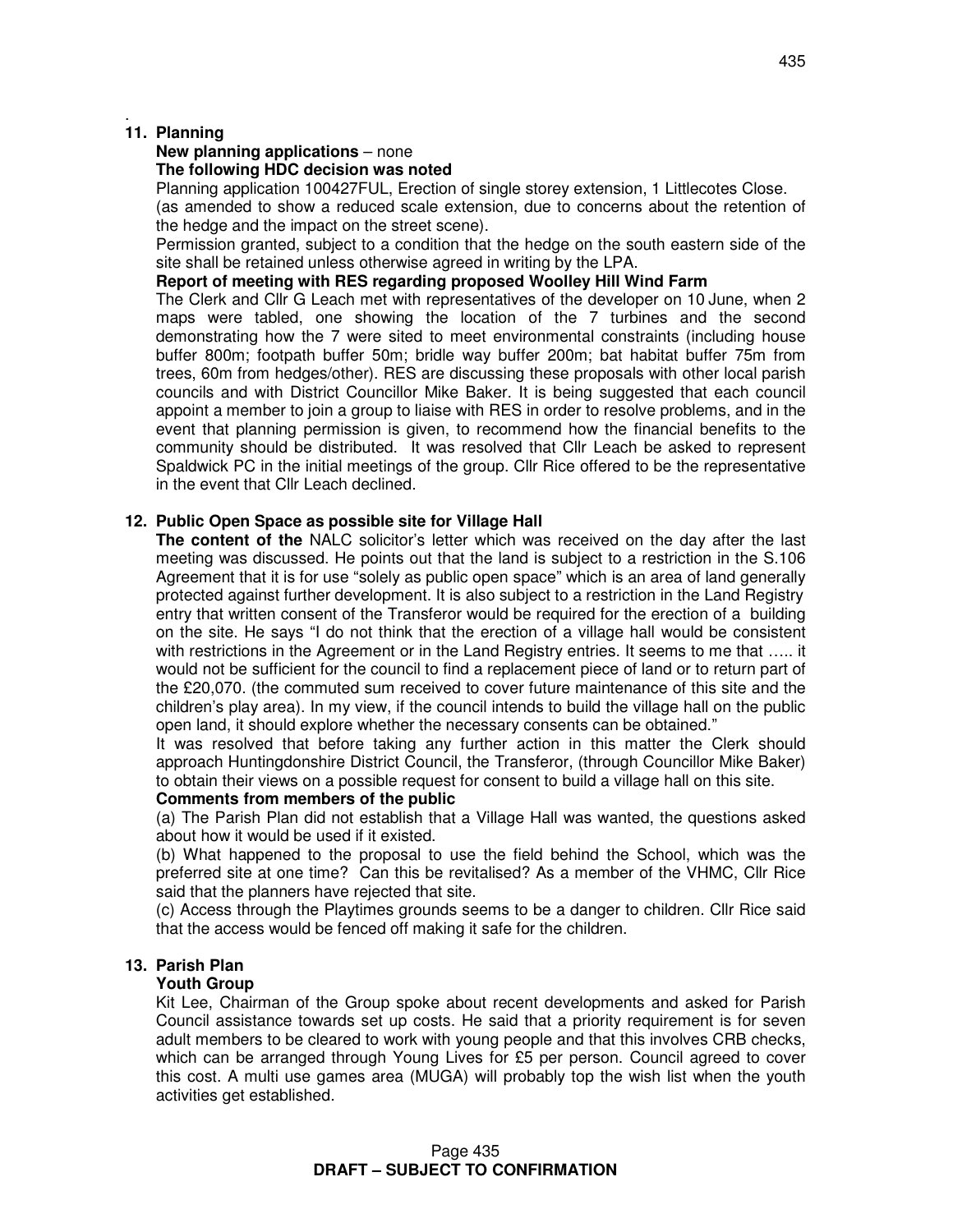## 11. Planning

**New planning applications** – none

**The following HDC decision was noted**

Planning application 100427FUL, Erection of single storey extension, 1 Littlecotes Close.
(as amended to show a reduced scale extension, due to concerns about the retention of the hedge and the impact on the street scene).

Permission granted, subject to a condition that the hedge on the south eastern side of the site shall be retained unless otherwise agreed in writing by the LPA.

**Report of meeting with RES regarding proposed Woolley Hill Wind Farm**

The Clerk and Cllr G Leach met with representatives of the developer on 10 June, when 2 maps were tabled, one showing the location of the 7 turbines and the second demonstrating how the 7 were sited to meet environmental constraints (including house buffer 800m; footpath buffer 50m; bridle way buffer 200m; bat habitat buffer 75m from trees, 60m from hedges/other). RES are discussing these proposals with other local parish councils and with District Councillor Mike Baker. It is being suggested that each council appoint a member to join a group to liaise with RES in order to resolve problems, and in the event that planning permission is given, to recommend how the financial benefits to the community should be distributed. It was resolved that Cllr Leach be asked to represent Spaldwick PC in the initial meetings of the group. Cllr Rice offered to be the representative in the event that Cllr Leach declined.

## 12. Public Open Space as possible site for Village Hall

**The content of the** NALC solicitor's letter which was received on the day after the last meeting was discussed. He points out that the land is subject to a restriction in the S.106 Agreement that it is for use "solely as public open space" which is an area of land generally protected against further development. It is also subject to a restriction in the Land Registry entry that written consent of the Transferor would be required for the erection of a building on the site. He says "I do not think that the erection of a village hall would be consistent with restrictions in the Agreement or in the Land Registry entries. It seems to me that ….. it would not be sufficient for the council to find a replacement piece of land or to return part of the £20,070. (the commuted sum received to cover future maintenance of this site and the children's play area). In my view, if the council intends to build the village hall on the public open land, it should explore whether the necessary consents can be obtained."

It was resolved that before taking any further action in this matter the Clerk should approach Huntingdonshire District Council, the Transferor, (through Councillor Mike Baker) to obtain their views on a possible request for consent to build a village hall on this site.

**Comments from members of the public**

(a) The Parish Plan did not establish that a Village Hall was wanted, the questions asked about how it would be used if it existed.

(b) What happened to the proposal to use the field behind the School, which was the preferred site at one time? Can this be revitalised? As a member of the VHMC, Cllr Rice said that the planners have rejected that site.

(c) Access through the Playtimes grounds seems to be a danger to children. Cllr Rice said that the access would be fenced off making it safe for the children.

## 13. Parish Plan

**Youth Group**

Kit Lee, Chairman of the Group spoke about recent developments and asked for Parish Council assistance towards set up costs. He said that a priority requirement is for seven adult members to be cleared to work with young people and that this involves CRB checks, which can be arranged through Young Lives for £5 per person. Council agreed to cover this cost. A multi use games area (MUGA) will probably top the wish list when the youth activities get established.

**DRAFT – SUBJECT TO CONFIRMATION**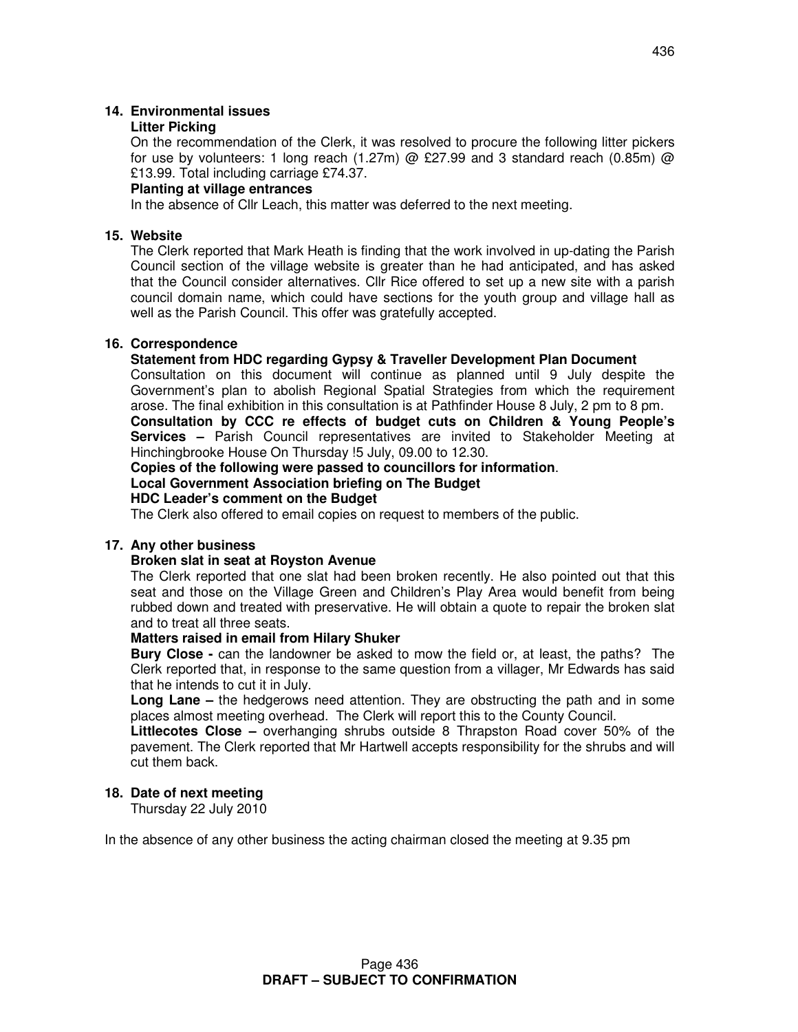## 14. Environmental issues

**Litter Picking**

On the recommendation of the Clerk, it was resolved to procure the following litter pickers for use by volunteers: 1 long reach (1.27m) @ £27.99 and 3 standard reach (0.85m) @ £13.99. Total including carriage £74.37.

**Planting at village entrances**

In the absence of Cllr Leach, this matter was deferred to the next meeting.

## 15. Website

The Clerk reported that Mark Heath is finding that the work involved in up-dating the Parish Council section of the village website is greater than he had anticipated, and has asked that the Council consider alternatives. Cllr Rice offered to set up a new site with a parish council domain name, which could have sections for the youth group and village hall as well as the Parish Council. This offer was gratefully accepted.

## 16. Correspondence

**Statement from HDC regarding Gypsy & Traveller Development Plan Document**

Consultation on this document will continue as planned until 9 July despite the Government's plan to abolish Regional Spatial Strategies from which the requirement arose. The final exhibition in this consultation is at Pathfinder House 8 July, 2 pm to 8 pm.

**Consultation by CCC re effects of budget cuts on Children & Young People's Services –** Parish Council representatives are invited to Stakeholder Meeting at Hinchingbrooke House On Thursday !5 July, 09.00 to 12.30.

**Copies of the following were passed to councillors for information**.

**Local Government Association briefing on The Budget**

**HDC Leader's comment on the Budget**

The Clerk also offered to email copies on request to members of the public.

## 17. Any other business

**Broken slat in seat at Royston Avenue**

The Clerk reported that one slat had been broken recently. He also pointed out that this seat and those on the Village Green and Children's Play Area would benefit from being rubbed down and treated with preservative. He will obtain a quote to repair the broken slat and to treat all three seats.

**Matters raised in email from Hilary Shuker**

**Bury Close -** can the landowner be asked to mow the field or, at least, the paths? The Clerk reported that, in response to the same question from a villager, Mr Edwards has said that he intends to cut it in July.

**Long Lane –** the hedgerows need attention. They are obstructing the path and in some places almost meeting overhead. The Clerk will report this to the County Council.

**Littlecotes Close –** overhanging shrubs outside 8 Thrapston Road cover 50% of the pavement. The Clerk reported that Mr Hartwell accepts responsibility for the shrubs and will cut them back.

## 18. Date of next meeting

Thursday 22 July 2010

In the absence of any other business the acting chairman closed the meeting at 9.35 pm

**DRAFT – SUBJECT TO CONFIRMATION**